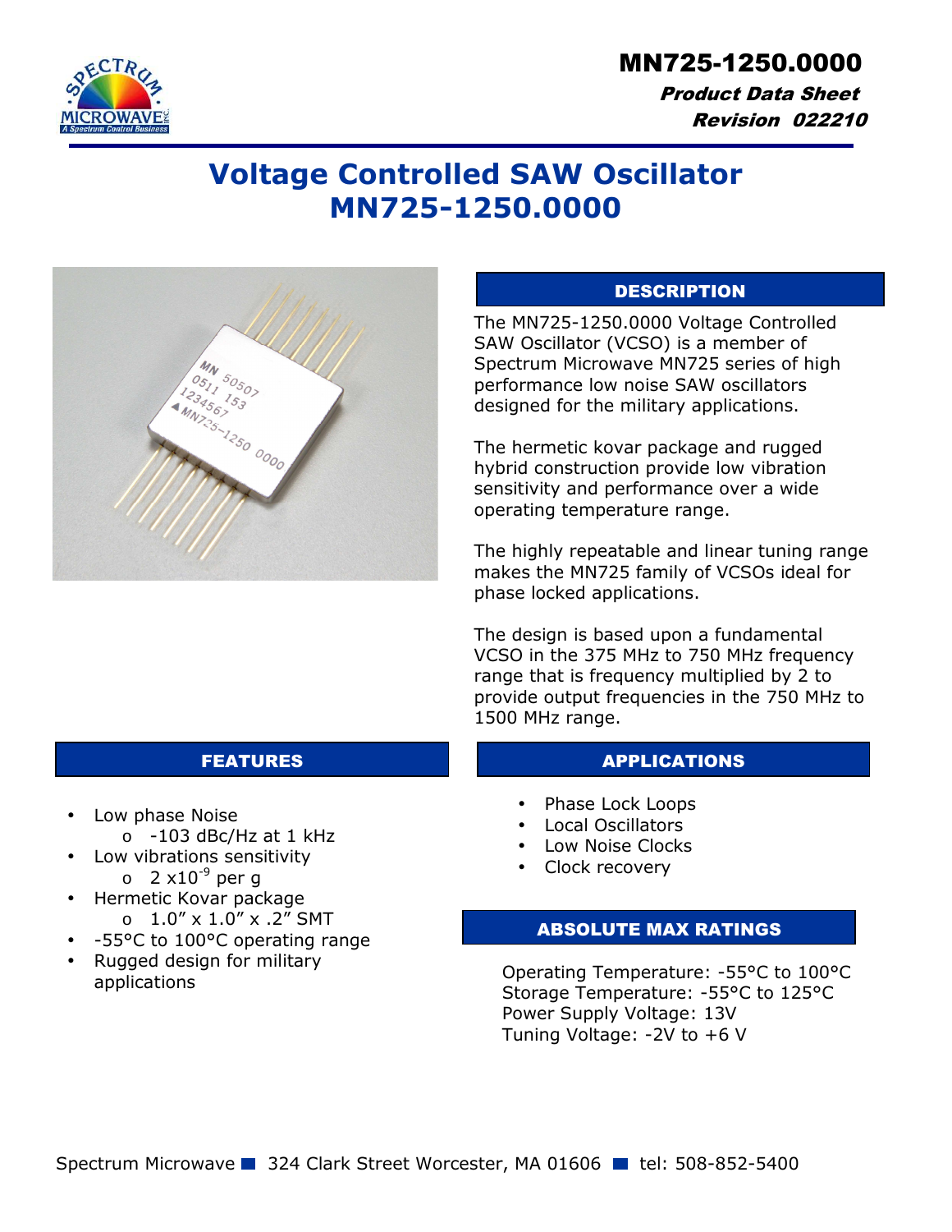MN725-1250.0000

***Product Data Sheet***

***Revision 022210***

# Voltage Controlled SAW Oscillator MN725-1250.0000

## DESCRIPTION

The MN725-1250.0000 Voltage Controlled SAW Oscillator (VCSO) is a member of Spectrum Microwave MN725 series of high performance low noise SAW oscillators designed for the military applications.

The hermetic kovar package and rugged hybrid construction provide low vibration sensitivity and performance over a wide operating temperature range.

The highly repeatable and linear tuning range makes the MN725 family of VCSOs ideal for phase locked applications.

The design is based upon a fundamental VCSO in the 375 MHz to 750 MHz frequency range that is frequency multiplied by 2 to provide output frequencies in the 750 MHz to 1500 MHz range.

## FEATURES

- Low phase Noise
  - -103 dBc/Hz at 1 kHz
- Low vibrations sensitivity
  - $2 \times 10^{-9}$ per g
- Hermetic Kovar package
  - 1.0” x 1.0” x .2” SMT
- -55°C to 100°C operating range
- Rugged design for military applications

## APPLICATIONS

- Phase Lock Loops
- Local Oscillators
- Low Noise Clocks
- Clock recovery

## ABSOLUTE MAX RATINGS

Operating Temperature: -55°C to 100°C
Storage Temperature: -55°C to 125°C
Power Supply Voltage: 13V
Tuning Voltage: -2V to +6 V

Spectrum Microwave ■ 324 Clark Street Worcester, MA 01606 ■ tel: 508-852-5400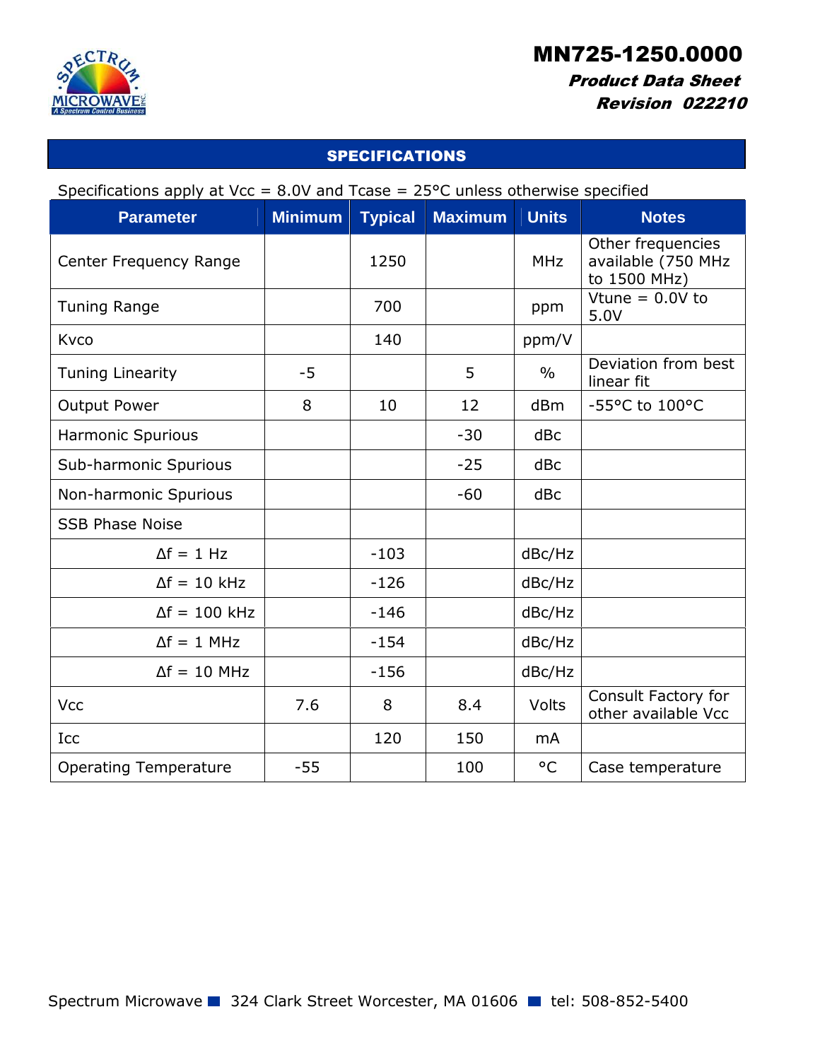# MN725-1250.0000

***Product Data Sheet***

***Revision 022210***

## SPECIFICATIONS

Specifications apply at Vcc = 8.0V and Tcase = 25°C unless otherwise specified

| Parameter | Minimum | Typical | Maximum | Units | Notes |
|---|---|---|---|---|---|
| Center Frequency Range | | 1250 | | MHz | Other frequencies available (750 MHz to 1500 MHz) |
| Tuning Range | | 700 | | ppm | Vtune = 0.0V to 5.0V |
| Kvco | | 140 | | ppm/V | |
| Tuning Linearity | -5 | | 5 | % | Deviation from best linear fit |
| Output Power | 8 | 10 | 12 | dBm | -55°C to 100°C |
| Harmonic Spurious | | | -30 | dBc | |
| Sub-harmonic Spurious | | | -25 | dBc | |
| Non-harmonic Spurious | | | -60 | dBc | |
| SSB Phase Noise | | | | | |
| Δf = 1 Hz | | -103 | | dBc/Hz | |
| Δf = 10 kHz | | -126 | | dBc/Hz | |
| Δf = 100 kHz | | -146 | | dBc/Hz | |
| Δf = 1 MHz | | -154 | | dBc/Hz | |
| Δf = 10 MHz | | -156 | | dBc/Hz | |
| Vcc | 7.6 | 8 | 8.4 | Volts | Consult Factory for other available Vcc |
| Icc | | 120 | 150 | mA | |
| Operating Temperature | -55 | | 100 | °C | Case temperature |

Spectrum Microwave ■ 324 Clark Street Worcester, MA 01606 ■ tel: 508-852-5400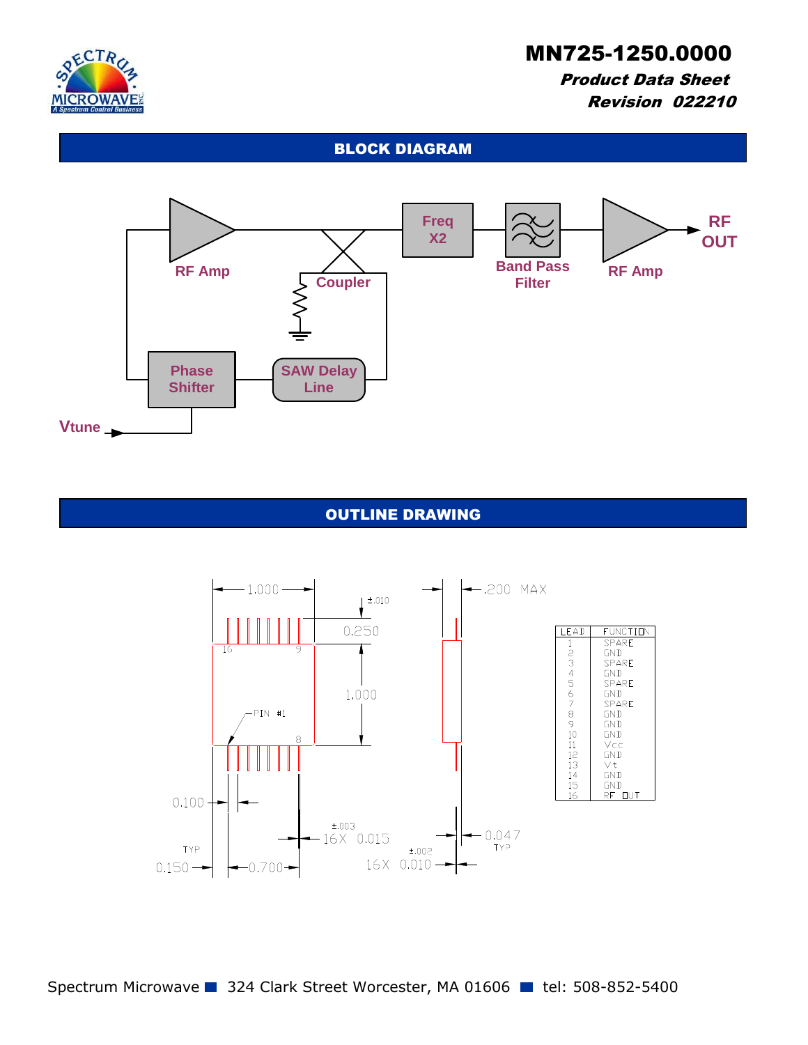# MN725-1250.0000

***Product Data Sheet***

***Revision 022210***

## BLOCK DIAGRAM

RF Amp

Coupler

Freq X2

Band Pass Filter

RF Amp

RF OUT

Phase Shifter

SAW Delay Line

Vtune

## OUTLINE DRAWING

| LEAD | FUNCTION |
|---|---|
| 1 | SPARE |
| 2 | GND |
| 3 | SPARE |
| 4 | GND |
| 5 | SPARE |
| 6 | GND |
| 7 | SPARE |
| 8 | GND |
| 9 | GND |
| 10 | GND |
| 11 | Vcc |
| 12 | GND |
| 13 | Vt |
| 14 | GND |
| 15 | GND |
| 16 | RF OUT |

1.000

±.010

0.250

1.000

PIN #1

.200 MAX

0.100

TYP 0.150

0.700

±.003 16X 0.015

±.002 16X 0.010

0.047 TYP

Spectrum Microwave ■ 324 Clark Street Worcester, MA 01606 ■ tel: 508-852-5400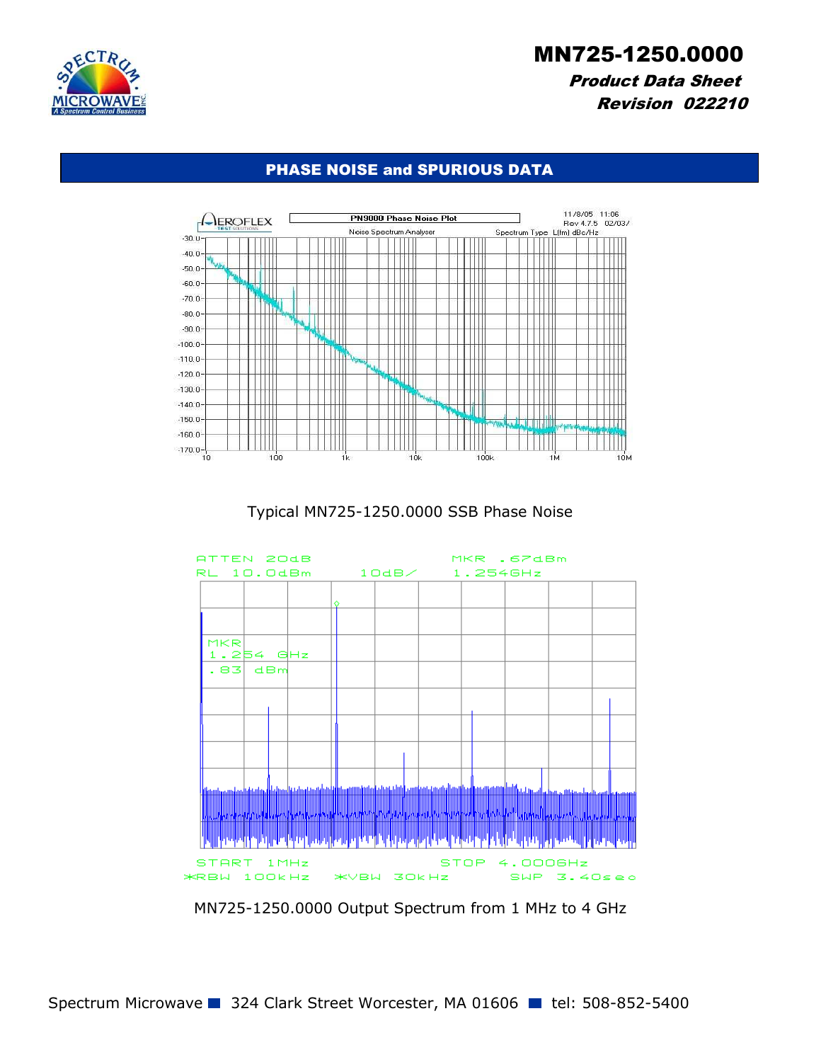## PHASE NOISE and SPURIOUS DATA

AEROFLEX TEST SOLUTIONS

PN9000 Phase Noise Plot

11/8/05 11:06
Rev 4.7.5 02/03/

Noise Spectrum Analyser

Spectrum Type L(fm) dBc/Hz

-30.0
-40.0
-50.0
-60.0
-70.0
-80.0
-90.0
-100.0
-110.0
-120.0
-130.0
-140.0
-150.0
-160.0
-170.0

10
100
1k
10k
100k
1M
10M

Typical MN725-1250.0000 SSB Phase Noise

ATTEN 20dB
RL 10.0dBm
10dB/
MKR .67dBm
1.254GHz

MKR
1.254 GHz
.83 dBm

START 1MHz
STOP 4.000GHz
*RBW 100kHz
*VBW 30kHz
SWP 3.40sec

MN725-1250.0000 Output Spectrum from 1 MHz to 4 GHz